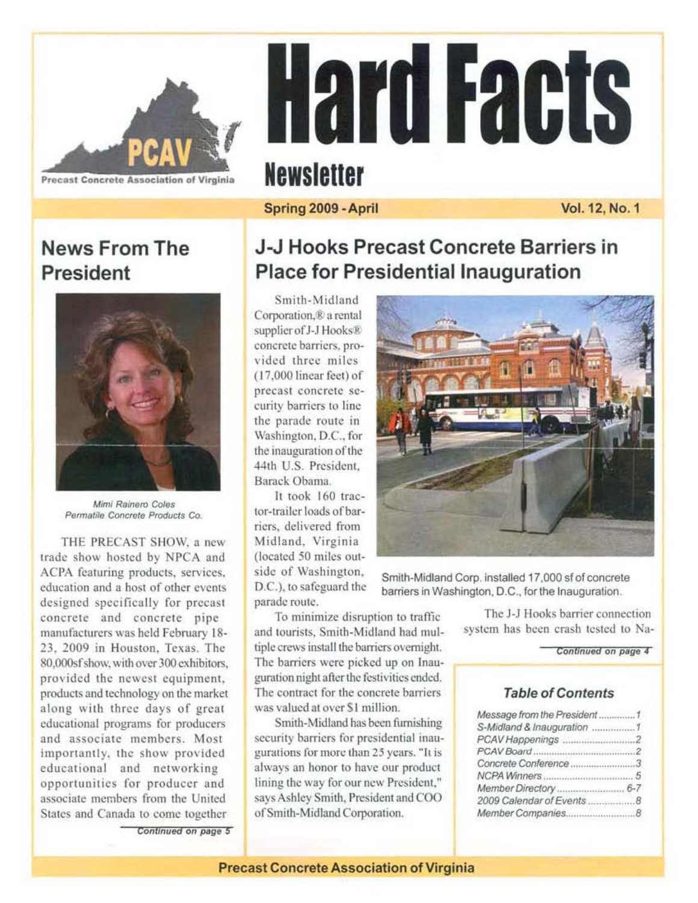# Hard Facts

## Newsletter

Precast Concrete Association of Virginia

Spring 2009 - April

Vol. 12, No. 1

## News From The President

*Mimi Rainero Coles*
*Permatile Concrete Products Co.*

THE PRECAST SHOW, a new trade show hosted by NPCA and ACPA featuring products, services, education and a host of other events designed specifically for precast concrete and concrete pipe manufacturers was held February 18-23, 2009 in Houston, Texas. The 80,000sf show, with over 300 exhibitors, provided the newest equipment, products and technology on the market along with three days of great educational programs for producers and associate members. Most importantly, the show provided educational and networking opportunities for producer and associate members from the United States and Canada to come together

*Continued on page 5*

## J-J Hooks Precast Concrete Barriers in Place for Presidential Inauguration

Smith-Midland Corporation,® a rental supplier of J-J Hooks® concrete barriers, provided three miles (17,000 linear feet) of precast concrete security barriers to line the parade route in Washington, D.C., for the inauguration of the 44th U.S. President, Barack Obama.

It took 160 tractor-trailer loads of barriers, delivered from Midland, Virginia (located 50 miles outside of Washington, D.C.), to safeguard the parade route.

Smith-Midland Corp. installed 17,000 sf of concrete barriers in Washington, D.C., for the Inauguration.

To minimize disruption to traffic and tourists, Smith-Midland had multiple crews install the barriers overnight. The barriers were picked up on Inauguration night after the festivities ended. The contract for the concrete barriers was valued at over $1 million.

Smith-Midland has been furnishing security barriers for presidential inaugurations for more than 25 years. "It is always an honor to have our product lining the way for our new President," says Ashley Smith, President and COO of Smith-Midland Corporation.

The J-J Hooks barrier connection system has been crash tested to Na-

*Continued on page 4*

### Table of Contents

| | |
|---|---|
| Message from the President | 1 |
| S-Midland & Inauguration | 1 |
| PCAV Happenings | 2 |
| PCAV Board | 2 |
| Concrete Conference | 3 |
| NCPA Winners | 5 |
| Member Directory | 6-7 |
| 2009 Calendar of Events | 8 |
| Member Companies | 8 |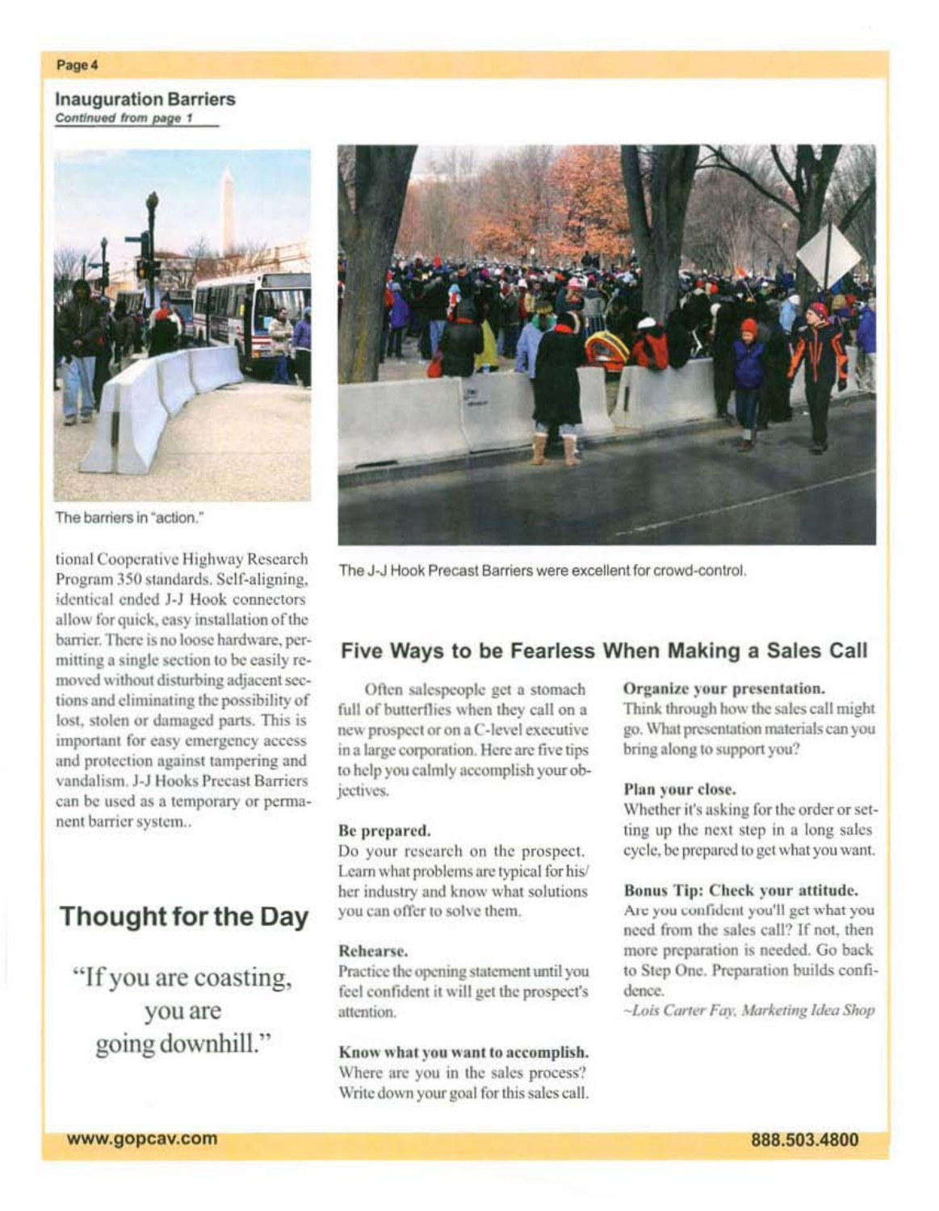## Inauguration Barriers

*Continued from page 1*

The barriers in "action."

The J-J Hook Precast Barriers were excellent for crowd-control.

tional Cooperative Highway Research Program 350 standards. Self-aligning, identical ended J-J Hook connectors allow for quick, easy installation of the barrier. There is no loose hardware, permitting a single section to be easily removed without disturbing adjacent sections and eliminating the possibility of lost, stolen or damaged parts. This is important for easy emergency access and protection against tampering and vandalism. J-J Hooks Precast Barriers can be used as a temporary or permanent barrier system..

## Thought for the Day

"If you are coasting, you are going downhill."

## Five Ways to be Fearless When Making a Sales Call

Often salespeople get a stomach full of butterflies when they call on a new prospect or on a C-level executive in a large corporation. Here are five tips to help you calmly accomplish your objectives.

**Be prepared.**
Do your research on the prospect. Learn what problems are typical for his/her industry and know what solutions you can offer to solve them.

**Rehearse.**
Practice the opening statement until you feel confident it will get the prospect's attention.

**Know what you want to accomplish.**
Where are you in the sales process? Write down your goal for this sales call.

**Organize your presentation.**
Think through how the sales call might go. What presentation materials can you bring along to support you?

**Plan your close.**
Whether it's asking for the order or setting up the next step in a long sales cycle, be prepared to get what you want.

**Bonus Tip: Check your attitude.**
Are you confident you'll get what you need from the sales call? If not, then more preparation is needed. Go back to Step One. Preparation builds confidence.

*~Lois Carter Fay, Marketing Idea Shop*

www.gopcav.com

888.503.4800